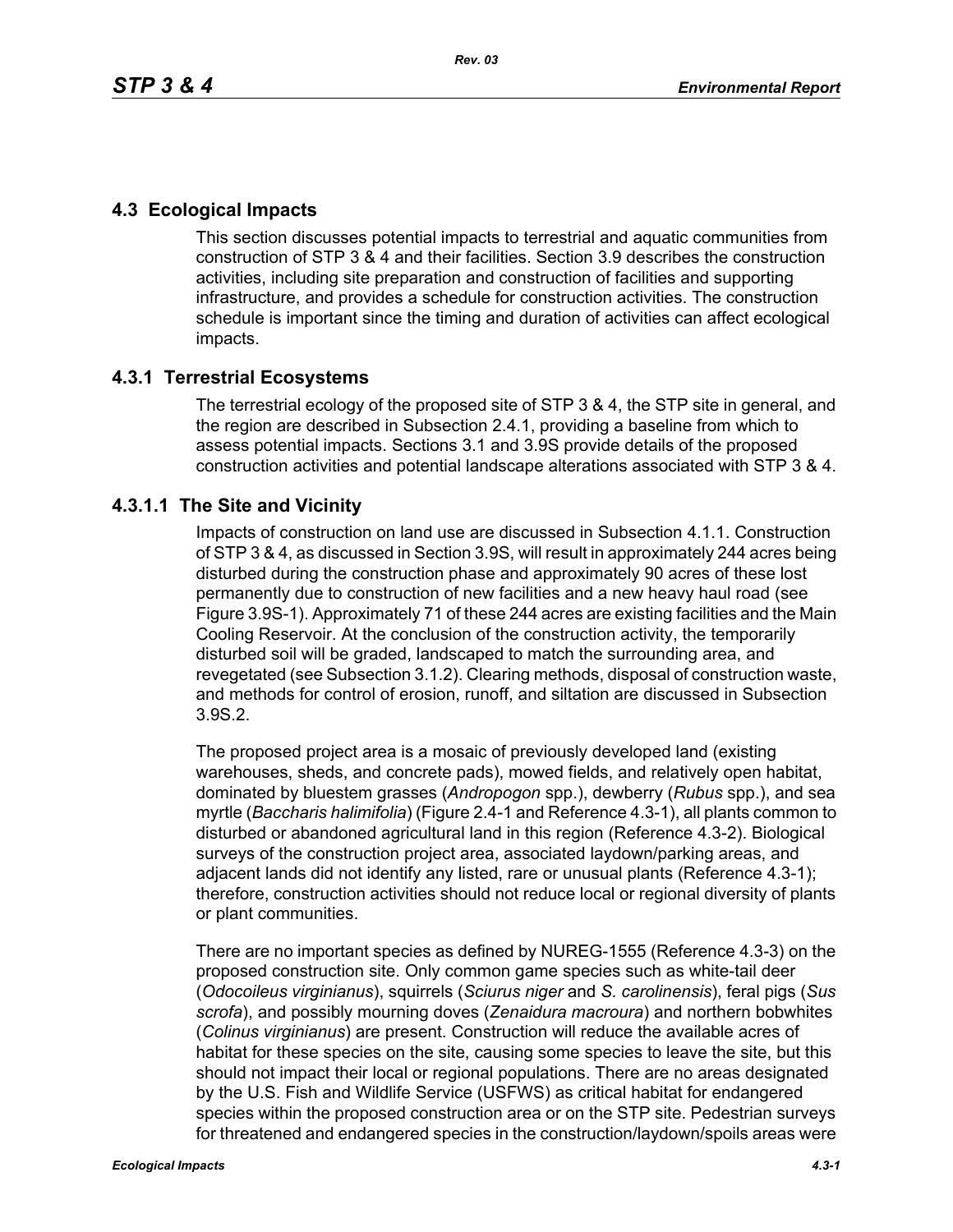## 4.3 Ecological Impacts

This section discusses potential impacts to terrestrial and aquatic communities from construction of STP 3 & 4 and their facilities. Section 3.9 describes the construction activities, including site preparation and construction of facilities and supporting infrastructure, and provides a schedule for construction activities. The construction schedule is important since the timing and duration of activities can affect ecological impacts.

### 4.3.1 Terrestrial Ecosystems

The terrestrial ecology of the proposed site of STP 3 & 4, the STP site in general, and the region are described in Subsection 2.4.1, providing a baseline from which to assess potential impacts. Sections 3.1 and 3.9S provide details of the proposed construction activities and potential landscape alterations associated with STP 3 & 4.

#### 4.3.1.1 The Site and Vicinity

Impacts of construction on land use are discussed in Subsection 4.1.1. Construction of STP 3 & 4, as discussed in Section 3.9S, will result in approximately 244 acres being disturbed during the construction phase and approximately 90 acres of these lost permanently due to construction of new facilities and a new heavy haul road (see Figure 3.9S-1). Approximately 71 of these 244 acres are existing facilities and the Main Cooling Reservoir. At the conclusion of the construction activity, the temporarily disturbed soil will be graded, landscaped to match the surrounding area, and revegetated (see Subsection 3.1.2). Clearing methods, disposal of construction waste, and methods for control of erosion, runoff, and siltation are discussed in Subsection 3.9S.2.

The proposed project area is a mosaic of previously developed land (existing warehouses, sheds, and concrete pads), mowed fields, and relatively open habitat, dominated by bluestem grasses (*Andropogon* spp.), dewberry (*Rubus* spp.), and sea myrtle (*Baccharis halimifolia*) (Figure 2.4-1 and Reference 4.3-1), all plants common to disturbed or abandoned agricultural land in this region (Reference 4.3-2). Biological surveys of the construction project area, associated laydown/parking areas, and adjacent lands did not identify any listed, rare or unusual plants (Reference 4.3-1); therefore, construction activities should not reduce local or regional diversity of plants or plant communities.

There are no important species as defined by NUREG-1555 (Reference 4.3-3) on the proposed construction site. Only common game species such as white-tail deer (*Odocoileus virginianus*), squirrels (*Sciurus niger* and *S. carolinensis*), feral pigs (*Sus scrofa*), and possibly mourning doves (*Zenaidura macroura*) and northern bobwhites (*Colinus virginianus*) are present. Construction will reduce the available acres of habitat for these species on the site, causing some species to leave the site, but this should not impact their local or regional populations. There are no areas designated by the U.S. Fish and Wildlife Service (USFWS) as critical habitat for endangered species within the proposed construction area or on the STP site. Pedestrian surveys for threatened and endangered species in the construction/laydown/spoils areas were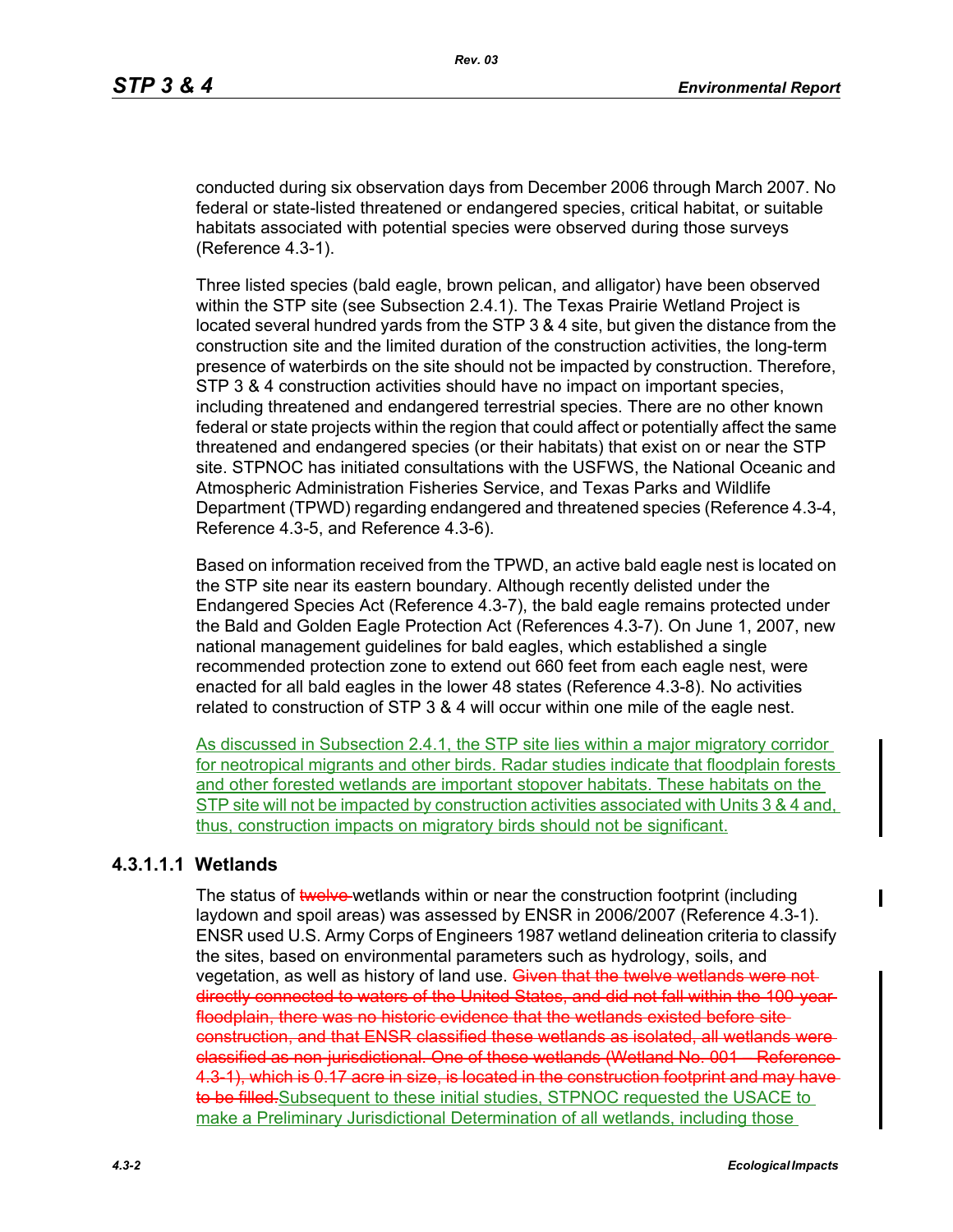conducted during six observation days from December 2006 through March 2007. No federal or state-listed threatened or endangered species, critical habitat, or suitable habitats associated with potential species were observed during those surveys (Reference 4.3-1).

Three listed species (bald eagle, brown pelican, and alligator) have been observed within the STP site (see Subsection 2.4.1). The Texas Prairie Wetland Project is located several hundred yards from the STP 3 & 4 site, but given the distance from the construction site and the limited duration of the construction activities, the long-term presence of waterbirds on the site should not be impacted by construction. Therefore, STP 3 & 4 construction activities should have no impact on important species, including threatened and endangered terrestrial species. There are no other known federal or state projects within the region that could affect or potentially affect the same threatened and endangered species (or their habitats) that exist on or near the STP site. STPNOC has initiated consultations with the USFWS, the National Oceanic and Atmospheric Administration Fisheries Service, and Texas Parks and Wildlife Department (TPWD) regarding endangered and threatened species (Reference 4.3-4, Reference 4.3-5, and Reference 4.3-6).

Based on information received from the TPWD, an active bald eagle nest is located on the STP site near its eastern boundary. Although recently delisted under the Endangered Species Act (Reference 4.3-7), the bald eagle remains protected under the Bald and Golden Eagle Protection Act (References 4.3-7). On June 1, 2007, new national management guidelines for bald eagles, which established a single recommended protection zone to extend out 660 feet from each eagle nest, were enacted for all bald eagles in the lower 48 states (Reference 4.3-8). No activities related to construction of STP 3 & 4 will occur within one mile of the eagle nest.

As discussed in Subsection 2.4.1, the STP site lies within a major migratory corridor for neotropical migrants and other birds. Radar studies indicate that floodplain forests and other forested wetlands are important stopover habitats. These habitats on the STP site will not be impacted by construction activities associated with Units 3 & 4 and, thus, construction impacts on migratory birds should not be significant.

#### 4.3.1.1.1 Wetlands

The status of ~~twelve~~ wetlands within or near the construction footprint (including laydown and spoil areas) was assessed by ENSR in 2006/2007 (Reference 4.3-1). ENSR used U.S. Army Corps of Engineers 1987 wetland delineation criteria to classify the sites, based on environmental parameters such as hydrology, soils, and vegetation, as well as history of land use. ~~Given that the twelve wetlands were not directly connected to waters of the United States, and did not fall within the 100-year floodplain, there was no historic evidence that the wetlands existed before site construction, and that ENSR classified these wetlands as isolated, all wetlands were classified as non-jurisdictional. One of these wetlands (Wetland No. 001 – Reference 4.3-1), which is 0.17 acre in size, is located in the construction footprint and may have to be filled.~~ Subsequent to these initial studies, STPNOC requested the USACE to make a Preliminary Jurisdictional Determination of all wetlands, including those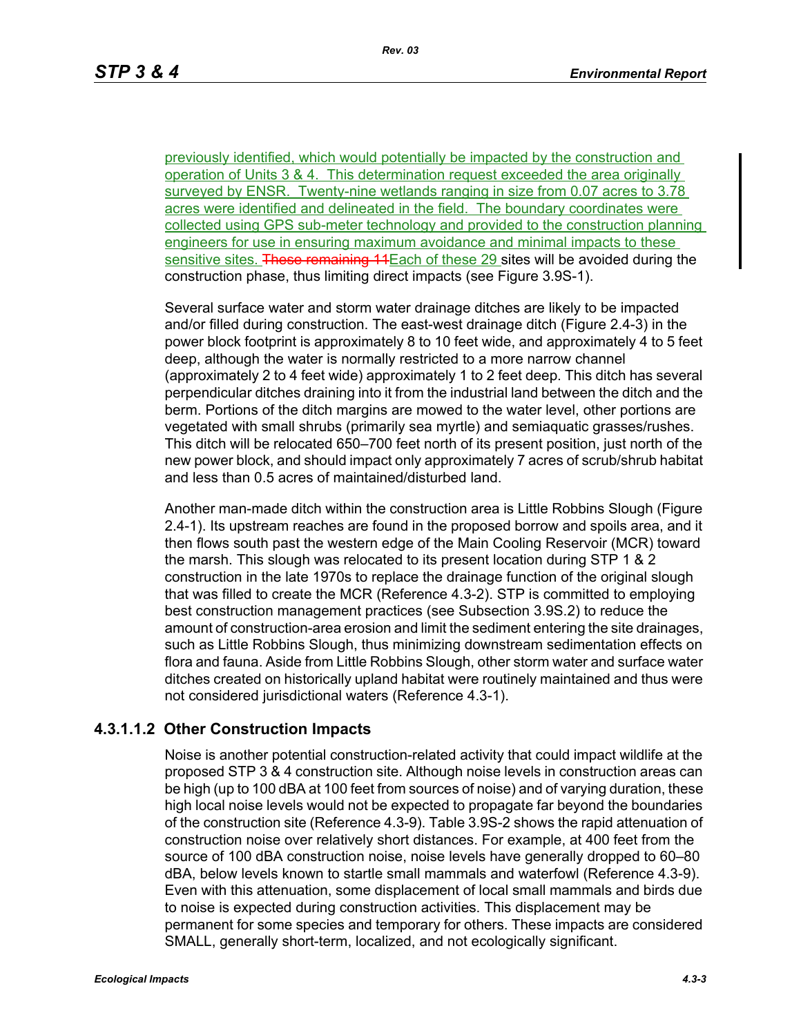previously identified, which would potentially be impacted by the construction and operation of Units 3 & 4. This determination request exceeded the area originally surveyed by ENSR. Twenty-nine wetlands ranging in size from 0.07 acres to 3.78 acres were identified and delineated in the field. The boundary coordinates were collected using GPS sub-meter technology and provided to the construction planning engineers for use in ensuring maximum avoidance and minimal impacts to these sensitive sites. ~~These remaining 11~~Each of these 29 sites will be avoided during the construction phase, thus limiting direct impacts (see Figure 3.9S-1).

Several surface water and storm water drainage ditches are likely to be impacted and/or filled during construction. The east-west drainage ditch (Figure 2.4-3) in the power block footprint is approximately 8 to 10 feet wide, and approximately 4 to 5 feet deep, although the water is normally restricted to a more narrow channel (approximately 2 to 4 feet wide) approximately 1 to 2 feet deep. This ditch has several perpendicular ditches draining into it from the industrial land between the ditch and the berm. Portions of the ditch margins are mowed to the water level, other portions are vegetated with small shrubs (primarily sea myrtle) and semiaquatic grasses/rushes. This ditch will be relocated 650–700 feet north of its present position, just north of the new power block, and should impact only approximately 7 acres of scrub/shrub habitat and less than 0.5 acres of maintained/disturbed land.

Another man-made ditch within the construction area is Little Robbins Slough (Figure 2.4-1). Its upstream reaches are found in the proposed borrow and spoils area, and it then flows south past the western edge of the Main Cooling Reservoir (MCR) toward the marsh. This slough was relocated to its present location during STP 1 & 2 construction in the late 1970s to replace the drainage function of the original slough that was filled to create the MCR (Reference 4.3-2). STP is committed to employing best construction management practices (see Subsection 3.9S.2) to reduce the amount of construction-area erosion and limit the sediment entering the site drainages, such as Little Robbins Slough, thus minimizing downstream sedimentation effects on flora and fauna. Aside from Little Robbins Slough, other storm water and surface water ditches created on historically upland habitat were routinely maintained and thus were not considered jurisdictional waters (Reference 4.3-1).

#### 4.3.1.1.2 Other Construction Impacts

Noise is another potential construction-related activity that could impact wildlife at the proposed STP 3 & 4 construction site. Although noise levels in construction areas can be high (up to 100 dBA at 100 feet from sources of noise) and of varying duration, these high local noise levels would not be expected to propagate far beyond the boundaries of the construction site (Reference 4.3-9). Table 3.9S-2 shows the rapid attenuation of construction noise over relatively short distances. For example, at 400 feet from the source of 100 dBA construction noise, noise levels have generally dropped to 60–80 dBA, below levels known to startle small mammals and waterfowl (Reference 4.3-9). Even with this attenuation, some displacement of local small mammals and birds due to noise is expected during construction activities. This displacement may be permanent for some species and temporary for others. These impacts are considered SMALL, generally short-term, localized, and not ecologically significant.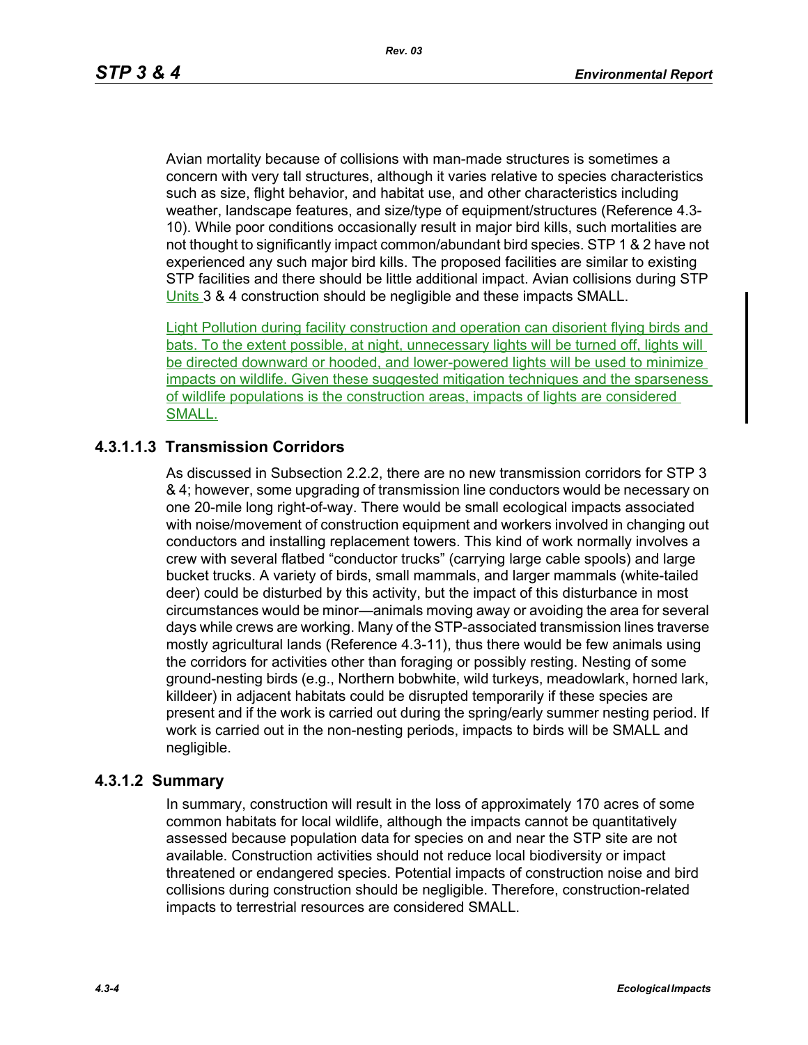Avian mortality because of collisions with man-made structures is sometimes a concern with very tall structures, although it varies relative to species characteristics such as size, flight behavior, and habitat use, and other characteristics including weather, landscape features, and size/type of equipment/structures (Reference 4.3-10). While poor conditions occasionally result in major bird kills, such mortalities are not thought to significantly impact common/abundant bird species. STP 1 & 2 have not experienced any such major bird kills. The proposed facilities are similar to existing STP facilities and there should be little additional impact. Avian collisions during STP Units 3 & 4 construction should be negligible and these impacts SMALL.

Light Pollution during facility construction and operation can disorient flying birds and bats. To the extent possible, at night, unnecessary lights will be turned off, lights will be directed downward or hooded, and lower-powered lights will be used to minimize impacts on wildlife. Given these suggested mitigation techniques and the sparseness of wildlife populations is the construction areas, impacts of lights are considered SMALL.

#### 4.3.1.1.3 Transmission Corridors

As discussed in Subsection 2.2.2, there are no new transmission corridors for STP 3 & 4; however, some upgrading of transmission line conductors would be necessary on one 20-mile long right-of-way. There would be small ecological impacts associated with noise/movement of construction equipment and workers involved in changing out conductors and installing replacement towers. This kind of work normally involves a crew with several flatbed “conductor trucks” (carrying large cable spools) and large bucket trucks. A variety of birds, small mammals, and larger mammals (white-tailed deer) could be disturbed by this activity, but the impact of this disturbance in most circumstances would be minor—animals moving away or avoiding the area for several days while crews are working. Many of the STP-associated transmission lines traverse mostly agricultural lands (Reference 4.3-11), thus there would be few animals using the corridors for activities other than foraging or possibly resting. Nesting of some ground-nesting birds (e.g., Northern bobwhite, wild turkeys, meadowlark, horned lark, killdeer) in adjacent habitats could be disrupted temporarily if these species are present and if the work is carried out during the spring/early summer nesting period. If work is carried out in the non-nesting periods, impacts to birds will be SMALL and negligible.

### 4.3.1.2 Summary

In summary, construction will result in the loss of approximately 170 acres of some common habitats for local wildlife, although the impacts cannot be quantitatively assessed because population data for species on and near the STP site are not available. Construction activities should not reduce local biodiversity or impact threatened or endangered species. Potential impacts of construction noise and bird collisions during construction should be negligible. Therefore, construction-related impacts to terrestrial resources are considered SMALL.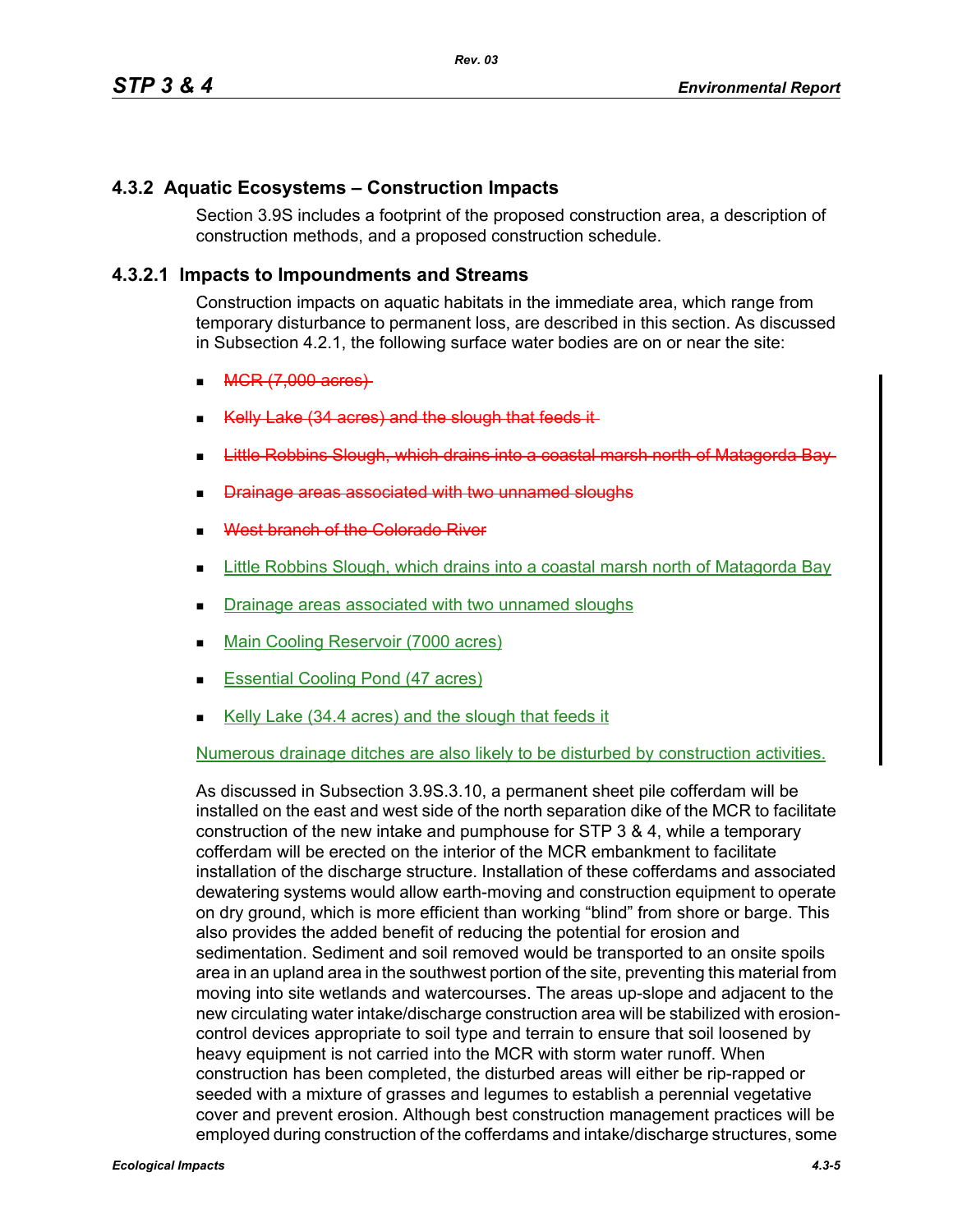## 4.3.2 Aquatic Ecosystems – Construction Impacts

Section 3.9S includes a footprint of the proposed construction area, a description of construction methods, and a proposed construction schedule.

### 4.3.2.1 Impacts to Impoundments and Streams

Construction impacts on aquatic habitats in the immediate area, which range from temporary disturbance to permanent loss, are described in this section. As discussed in Subsection 4.2.1, the following surface water bodies are on or near the site:

- ~~MCR (7,000 acres)~~
- ~~Kelly Lake (34 acres) and the slough that feeds it~~
- ~~Little Robbins Slough, which drains into a coastal marsh north of Matagorda Bay~~
- ~~Drainage areas associated with two unnamed sloughs~~
- ~~West branch of the Colorado River~~
- Little Robbins Slough, which drains into a coastal marsh north of Matagorda Bay
- Drainage areas associated with two unnamed sloughs
- Main Cooling Reservoir (7000 acres)
- Essential Cooling Pond (47 acres)
- Kelly Lake (34.4 acres) and the slough that feeds it

Numerous drainage ditches are also likely to be disturbed by construction activities.

As discussed in Subsection 3.9S.3.10, a permanent sheet pile cofferdam will be installed on the east and west side of the north separation dike of the MCR to facilitate construction of the new intake and pumphouse for STP 3 & 4, while a temporary cofferdam will be erected on the interior of the MCR embankment to facilitate installation of the discharge structure. Installation of these cofferdams and associated dewatering systems would allow earth-moving and construction equipment to operate on dry ground, which is more efficient than working "blind" from shore or barge. This also provides the added benefit of reducing the potential for erosion and sedimentation. Sediment and soil removed would be transported to an onsite spoils area in an upland area in the southwest portion of the site, preventing this material from moving into site wetlands and watercourses. The areas up-slope and adjacent to the new circulating water intake/discharge construction area will be stabilized with erosion-control devices appropriate to soil type and terrain to ensure that soil loosened by heavy equipment is not carried into the MCR with storm water runoff. When construction has been completed, the disturbed areas will either be rip-rapped or seeded with a mixture of grasses and legumes to establish a perennial vegetative cover and prevent erosion. Although best construction management practices will be employed during construction of the cofferdams and intake/discharge structures, some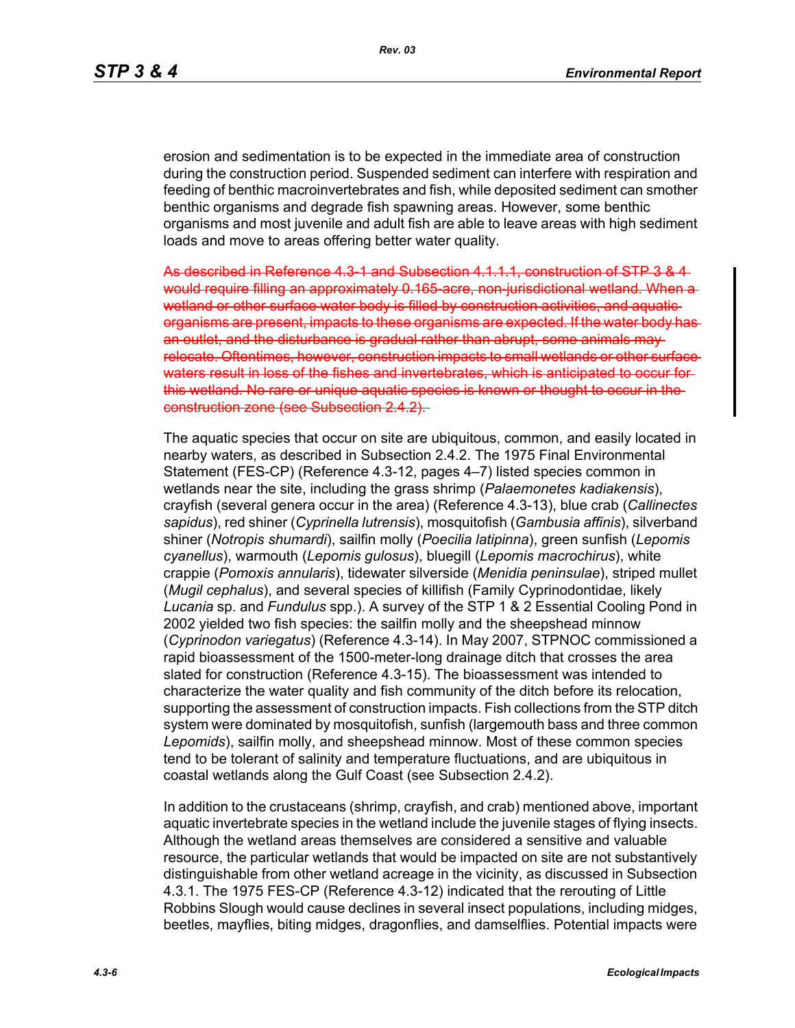erosion and sedimentation is to be expected in the immediate area of construction during the construction period. Suspended sediment can interfere with respiration and feeding of benthic macroinvertebrates and fish, while deposited sediment can smother benthic organisms and degrade fish spawning areas. However, some benthic organisms and most juvenile and adult fish are able to leave areas with high sediment loads and move to areas offering better water quality.

~~As described in Reference 4.3-1 and Subsection 4.1.1.1, construction of STP 3 & 4 would require filling an approximately 0.165-acre, non-jurisdictional wetland. When a wetland or other surface water body is filled by construction activities, and aquatic organisms are present, impacts to these organisms are expected. If the water body has an outlet, and the disturbance is gradual rather than abrupt, some animals may relocate. Oftentimes, however, construction impacts to small wetlands or other surface waters result in loss of the fishes and invertebrates, which is anticipated to occur for this wetland. No rare or unique aquatic species is known or thought to occur in the construction zone (see Subsection 2.4.2).~~

The aquatic species that occur on site are ubiquitous, common, and easily located in nearby waters, as described in Subsection 2.4.2. The 1975 Final Environmental Statement (FES-CP) (Reference 4.3-12, pages 4–7) listed species common in wetlands near the site, including the grass shrimp (*Palaemonetes kadiakensis*), crayfish (several genera occur in the area) (Reference 4.3-13), blue crab (*Callinectes sapidus*), red shiner (*Cyprinella lutrensis*), mosquitofish (*Gambusia affinis*), silverband shiner (*Notropis shumardi*), sailfin molly (*Poecilia latipinna*), green sunfish (*Lepomis cyanellus*), warmouth (*Lepomis gulosus*), bluegill (*Lepomis macrochirus*), white crappie (*Pomoxis annularis*), tidewater silverside (*Menidia peninsulae*), striped mullet (*Mugil cephalus*), and several species of killifish (Family Cyprinodontidae, likely *Lucania* sp. and *Fundulus* spp.). A survey of the STP 1 & 2 Essential Cooling Pond in 2002 yielded two fish species: the sailfin molly and the sheepshead minnow (*Cyprinodon variegatus*) (Reference 4.3-14). In May 2007, STPNOC commissioned a rapid bioassessment of the 1500-meter-long drainage ditch that crosses the area slated for construction (Reference 4.3-15). The bioassessment was intended to characterize the water quality and fish community of the ditch before its relocation, supporting the assessment of construction impacts. Fish collections from the STP ditch system were dominated by mosquitofish, sunfish (largemouth bass and three common *Lepomids*), sailfin molly, and sheepshead minnow. Most of these common species tend to be tolerant of salinity and temperature fluctuations, and are ubiquitous in coastal wetlands along the Gulf Coast (see Subsection 2.4.2).

In addition to the crustaceans (shrimp, crayfish, and crab) mentioned above, important aquatic invertebrate species in the wetland include the juvenile stages of flying insects. Although the wetland areas themselves are considered a sensitive and valuable resource, the particular wetlands that would be impacted on site are not substantively distinguishable from other wetland acreage in the vicinity, as discussed in Subsection 4.3.1. The 1975 FES-CP (Reference 4.3-12) indicated that the rerouting of Little Robbins Slough would cause declines in several insect populations, including midges, beetles, mayflies, biting midges, dragonflies, and damselflies. Potential impacts were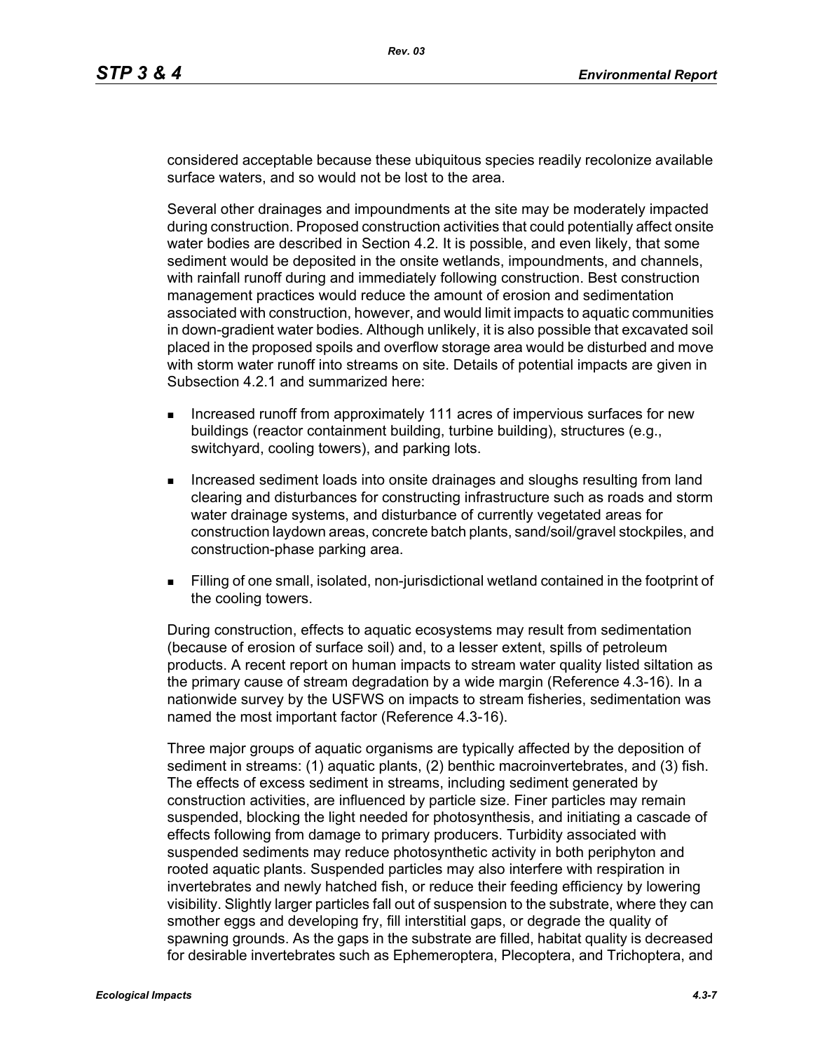considered acceptable because these ubiquitous species readily recolonize available surface waters, and so would not be lost to the area.

Several other drainages and impoundments at the site may be moderately impacted during construction. Proposed construction activities that could potentially affect onsite water bodies are described in Section 4.2. It is possible, and even likely, that some sediment would be deposited in the onsite wetlands, impoundments, and channels, with rainfall runoff during and immediately following construction. Best construction management practices would reduce the amount of erosion and sedimentation associated with construction, however, and would limit impacts to aquatic communities in down-gradient water bodies. Although unlikely, it is also possible that excavated soil placed in the proposed spoils and overflow storage area would be disturbed and move with storm water runoff into streams on site. Details of potential impacts are given in Subsection 4.2.1 and summarized here:

- Increased runoff from approximately 111 acres of impervious surfaces for new buildings (reactor containment building, turbine building), structures (e.g., switchyard, cooling towers), and parking lots.
- Increased sediment loads into onsite drainages and sloughs resulting from land clearing and disturbances for constructing infrastructure such as roads and storm water drainage systems, and disturbance of currently vegetated areas for construction laydown areas, concrete batch plants, sand/soil/gravel stockpiles, and construction-phase parking area.
- Filling of one small, isolated, non-jurisdictional wetland contained in the footprint of the cooling towers.

During construction, effects to aquatic ecosystems may result from sedimentation (because of erosion of surface soil) and, to a lesser extent, spills of petroleum products. A recent report on human impacts to stream water quality listed siltation as the primary cause of stream degradation by a wide margin (Reference 4.3-16). In a nationwide survey by the USFWS on impacts to stream fisheries, sedimentation was named the most important factor (Reference 4.3-16).

Three major groups of aquatic organisms are typically affected by the deposition of sediment in streams: (1) aquatic plants, (2) benthic macroinvertebrates, and (3) fish. The effects of excess sediment in streams, including sediment generated by construction activities, are influenced by particle size. Finer particles may remain suspended, blocking the light needed for photosynthesis, and initiating a cascade of effects following from damage to primary producers. Turbidity associated with suspended sediments may reduce photosynthetic activity in both periphyton and rooted aquatic plants. Suspended particles may also interfere with respiration in invertebrates and newly hatched fish, or reduce their feeding efficiency by lowering visibility. Slightly larger particles fall out of suspension to the substrate, where they can smother eggs and developing fry, fill interstitial gaps, or degrade the quality of spawning grounds. As the gaps in the substrate are filled, habitat quality is decreased for desirable invertebrates such as Ephemeroptera, Plecoptera, and Trichoptera, and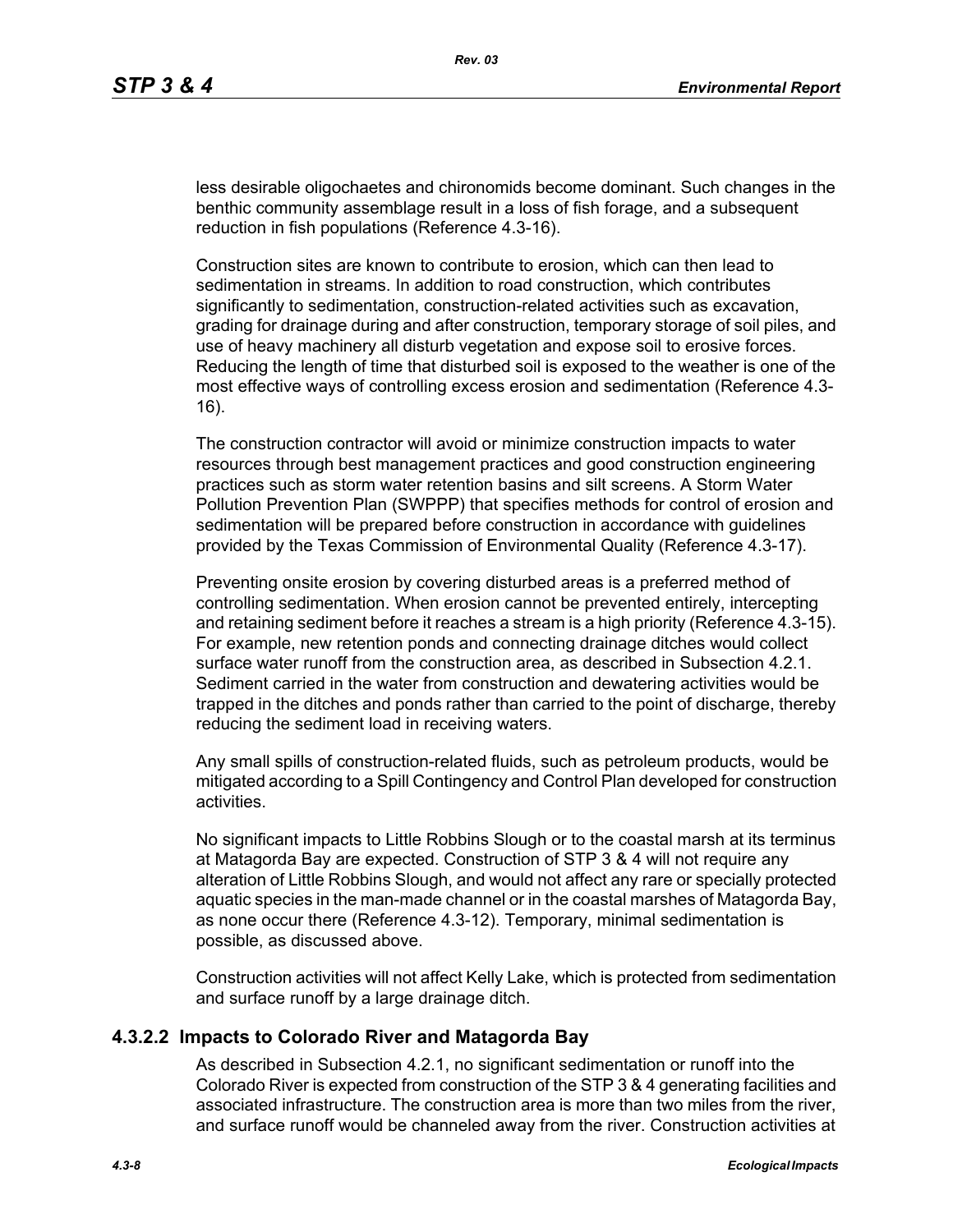less desirable oligochaetes and chironomids become dominant. Such changes in the benthic community assemblage result in a loss of fish forage, and a subsequent reduction in fish populations (Reference 4.3-16).

Construction sites are known to contribute to erosion, which can then lead to sedimentation in streams. In addition to road construction, which contributes significantly to sedimentation, construction-related activities such as excavation, grading for drainage during and after construction, temporary storage of soil piles, and use of heavy machinery all disturb vegetation and expose soil to erosive forces. Reducing the length of time that disturbed soil is exposed to the weather is one of the most effective ways of controlling excess erosion and sedimentation (Reference 4.3-16).

The construction contractor will avoid or minimize construction impacts to water resources through best management practices and good construction engineering practices such as storm water retention basins and silt screens. A Storm Water Pollution Prevention Plan (SWPPP) that specifies methods for control of erosion and sedimentation will be prepared before construction in accordance with guidelines provided by the Texas Commission of Environmental Quality (Reference 4.3-17).

Preventing onsite erosion by covering disturbed areas is a preferred method of controlling sedimentation. When erosion cannot be prevented entirely, intercepting and retaining sediment before it reaches a stream is a high priority (Reference 4.3-15). For example, new retention ponds and connecting drainage ditches would collect surface water runoff from the construction area, as described in Subsection 4.2.1. Sediment carried in the water from construction and dewatering activities would be trapped in the ditches and ponds rather than carried to the point of discharge, thereby reducing the sediment load in receiving waters.

Any small spills of construction-related fluids, such as petroleum products, would be mitigated according to a Spill Contingency and Control Plan developed for construction activities.

No significant impacts to Little Robbins Slough or to the coastal marsh at its terminus at Matagorda Bay are expected. Construction of STP 3 & 4 will not require any alteration of Little Robbins Slough, and would not affect any rare or specially protected aquatic species in the man-made channel or in the coastal marshes of Matagorda Bay, as none occur there (Reference 4.3-12). Temporary, minimal sedimentation is possible, as discussed above.

Construction activities will not affect Kelly Lake, which is protected from sedimentation and surface runoff by a large drainage ditch.

### 4.3.2.2 Impacts to Colorado River and Matagorda Bay

As described in Subsection 4.2.1, no significant sedimentation or runoff into the Colorado River is expected from construction of the STP 3 & 4 generating facilities and associated infrastructure. The construction area is more than two miles from the river, and surface runoff would be channeled away from the river. Construction activities at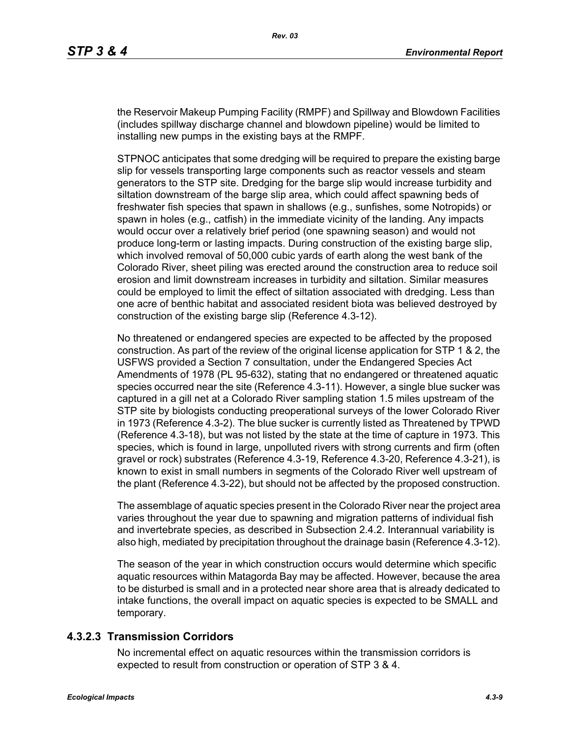the Reservoir Makeup Pumping Facility (RMPF) and Spillway and Blowdown Facilities (includes spillway discharge channel and blowdown pipeline) would be limited to installing new pumps in the existing bays at the RMPF.

STPNOC anticipates that some dredging will be required to prepare the existing barge slip for vessels transporting large components such as reactor vessels and steam generators to the STP site. Dredging for the barge slip would increase turbidity and siltation downstream of the barge slip area, which could affect spawning beds of freshwater fish species that spawn in shallows (e.g., sunfishes, some Notropids) or spawn in holes (e.g., catfish) in the immediate vicinity of the landing. Any impacts would occur over a relatively brief period (one spawning season) and would not produce long-term or lasting impacts. During construction of the existing barge slip, which involved removal of 50,000 cubic yards of earth along the west bank of the Colorado River, sheet piling was erected around the construction area to reduce soil erosion and limit downstream increases in turbidity and siltation. Similar measures could be employed to limit the effect of siltation associated with dredging. Less than one acre of benthic habitat and associated resident biota was believed destroyed by construction of the existing barge slip (Reference 4.3-12).

No threatened or endangered species are expected to be affected by the proposed construction. As part of the review of the original license application for STP 1 & 2, the USFWS provided a Section 7 consultation, under the Endangered Species Act Amendments of 1978 (PL 95-632), stating that no endangered or threatened aquatic species occurred near the site (Reference 4.3-11). However, a single blue sucker was captured in a gill net at a Colorado River sampling station 1.5 miles upstream of the STP site by biologists conducting preoperational surveys of the lower Colorado River in 1973 (Reference 4.3-2). The blue sucker is currently listed as Threatened by TPWD (Reference 4.3-18), but was not listed by the state at the time of capture in 1973. This species, which is found in large, unpolluted rivers with strong currents and firm (often gravel or rock) substrates (Reference 4.3-19, Reference 4.3-20, Reference 4.3-21), is known to exist in small numbers in segments of the Colorado River well upstream of the plant (Reference 4.3-22), but should not be affected by the proposed construction.

The assemblage of aquatic species present in the Colorado River near the project area varies throughout the year due to spawning and migration patterns of individual fish and invertebrate species, as described in Subsection 2.4.2. Interannual variability is also high, mediated by precipitation throughout the drainage basin (Reference 4.3-12).

The season of the year in which construction occurs would determine which specific aquatic resources within Matagorda Bay may be affected. However, because the area to be disturbed is small and in a protected near shore area that is already dedicated to intake functions, the overall impact on aquatic species is expected to be SMALL and temporary.

### 4.3.2.3 Transmission Corridors

No incremental effect on aquatic resources within the transmission corridors is expected to result from construction or operation of STP 3 & 4.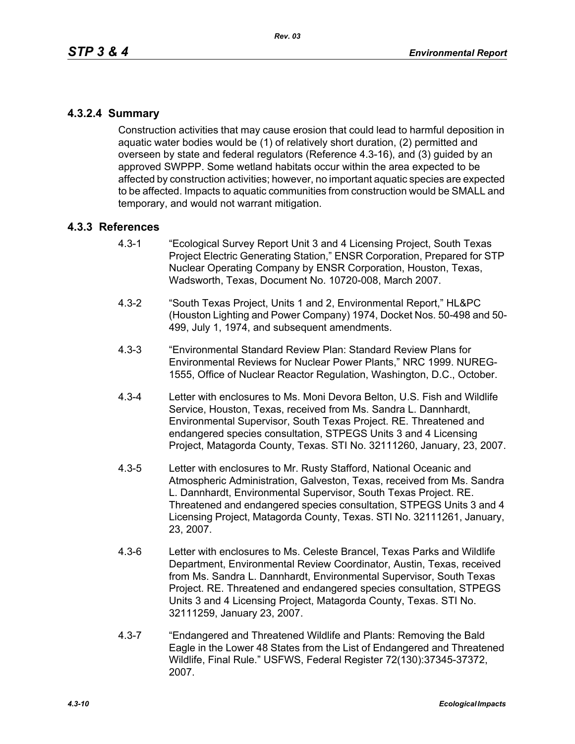### 4.3.2.4 Summary

Construction activities that may cause erosion that could lead to harmful deposition in aquatic water bodies would be (1) of relatively short duration, (2) permitted and overseen by state and federal regulators (Reference 4.3-16), and (3) guided by an approved SWPPP. Some wetland habitats occur within the area expected to be affected by construction activities; however, no important aquatic species are expected to be affected. Impacts to aquatic communities from construction would be SMALL and temporary, and would not warrant mitigation.

## 4.3.3 References

4.3-1 "Ecological Survey Report Unit 3 and 4 Licensing Project, South Texas Project Electric Generating Station," ENSR Corporation, Prepared for STP Nuclear Operating Company by ENSR Corporation, Houston, Texas, Wadsworth, Texas, Document No. 10720-008, March 2007.

4.3-2 "South Texas Project, Units 1 and 2, Environmental Report," HL&PC (Houston Lighting and Power Company) 1974, Docket Nos. 50-498 and 50-499, July 1, 1974, and subsequent amendments.

4.3-3 "Environmental Standard Review Plan: Standard Review Plans for Environmental Reviews for Nuclear Power Plants," NRC 1999. NUREG-1555, Office of Nuclear Reactor Regulation, Washington, D.C., October.

4.3-4 Letter with enclosures to Ms. Moni Devora Belton, U.S. Fish and Wildlife Service, Houston, Texas, received from Ms. Sandra L. Dannhardt, Environmental Supervisor, South Texas Project. RE. Threatened and endangered species consultation, STPEGS Units 3 and 4 Licensing Project, Matagorda County, Texas. STI No. 32111260, January, 23, 2007.

4.3-5 Letter with enclosures to Mr. Rusty Stafford, National Oceanic and Atmospheric Administration, Galveston, Texas, received from Ms. Sandra L. Dannhardt, Environmental Supervisor, South Texas Project. RE. Threatened and endangered species consultation, STPEGS Units 3 and 4 Licensing Project, Matagorda County, Texas. STI No. 32111261, January, 23, 2007.

4.3-6 Letter with enclosures to Ms. Celeste Brancel, Texas Parks and Wildlife Department, Environmental Review Coordinator, Austin, Texas, received from Ms. Sandra L. Dannhardt, Environmental Supervisor, South Texas Project. RE. Threatened and endangered species consultation, STPEGS Units 3 and 4 Licensing Project, Matagorda County, Texas. STI No. 32111259, January 23, 2007.

4.3-7 "Endangered and Threatened Wildlife and Plants: Removing the Bald Eagle in the Lower 48 States from the List of Endangered and Threatened Wildlife, Final Rule." USFWS, Federal Register 72(130):37345-37372, 2007.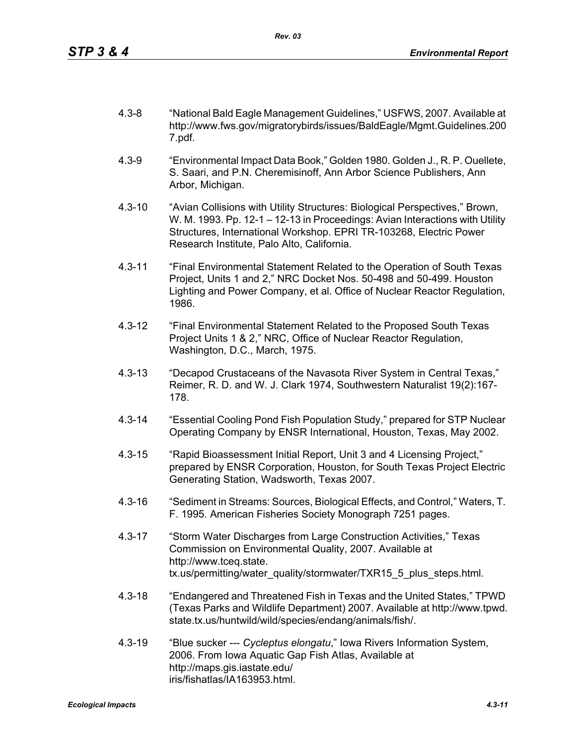4.3-8 “National Bald Eagle Management Guidelines,” USFWS, 2007. Available at http://www.fws.gov/migratorybirds/issues/BaldEagle/Mgmt.Guidelines.2007.pdf.

4.3-9 “Environmental Impact Data Book,” Golden 1980. Golden J., R. P. Ouellete, S. Saari, and P.N. Cheremisinoff, Ann Arbor Science Publishers, Ann Arbor, Michigan.

4.3-10 “Avian Collisions with Utility Structures: Biological Perspectives,” Brown, W. M. 1993. Pp. 12-1 – 12-13 in Proceedings: Avian Interactions with Utility Structures, International Workshop. EPRI TR-103268, Electric Power Research Institute, Palo Alto, California.

4.3-11 “Final Environmental Statement Related to the Operation of South Texas Project, Units 1 and 2,” NRC Docket Nos. 50-498 and 50-499. Houston Lighting and Power Company, et al. Office of Nuclear Reactor Regulation, 1986.

4.3-12 “Final Environmental Statement Related to the Proposed South Texas Project Units 1 & 2,” NRC, Office of Nuclear Reactor Regulation, Washington, D.C., March, 1975.

4.3-13 “Decapod Crustaceans of the Navasota River System in Central Texas,” Reimer, R. D. and W. J. Clark 1974, Southwestern Naturalist 19(2):167-178.

4.3-14 “Essential Cooling Pond Fish Population Study,” prepared for STP Nuclear Operating Company by ENSR International, Houston, Texas, May 2002.

4.3-15 “Rapid Bioassessment Initial Report, Unit 3 and 4 Licensing Project,” prepared by ENSR Corporation, Houston, for South Texas Project Electric Generating Station, Wadsworth, Texas 2007.

4.3-16 “Sediment in Streams: Sources, Biological Effects, and Control,” Waters, T. F. 1995. American Fisheries Society Monograph 7251 pages.

4.3-17 “Storm Water Discharges from Large Construction Activities,” Texas Commission on Environmental Quality, 2007. Available at http://www.tceq.state.tx.us/permitting/water_quality/stormwater/TXR15_5_plus_steps.html.

4.3-18 “Endangered and Threatened Fish in Texas and the United States,” TPWD (Texas Parks and Wildlife Department) 2007. Available at http://www.tpwd.state.tx.us/huntwild/wild/species/endang/animals/fish/.

4.3-19 “Blue sucker --- *Cycleptus elongatu*,” Iowa Rivers Information System, 2006. From Iowa Aquatic Gap Fish Atlas, Available at http://maps.gis.iastate.edu/iris/fishatlas/IA163953.html.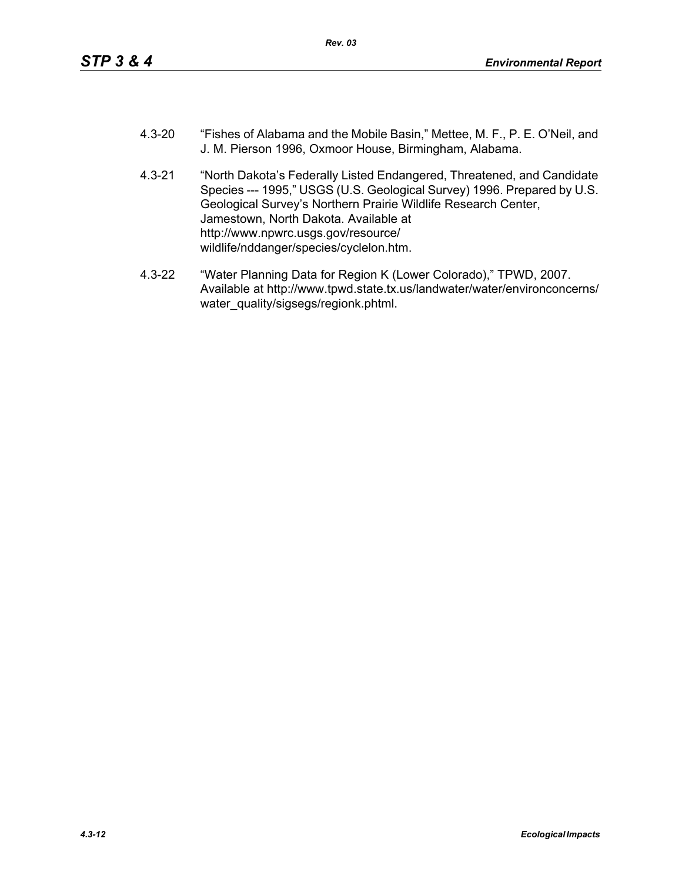4.3-20 "Fishes of Alabama and the Mobile Basin," Mettee, M. F., P. E. O'Neil, and J. M. Pierson 1996, Oxmoor House, Birmingham, Alabama.

4.3-21 "North Dakota's Federally Listed Endangered, Threatened, and Candidate Species --- 1995," USGS (U.S. Geological Survey) 1996. Prepared by U.S. Geological Survey's Northern Prairie Wildlife Research Center, Jamestown, North Dakota. Available at http://www.npwrc.usgs.gov/resource/wildlife/nddanger/species/cyclelon.htm.

4.3-22 "Water Planning Data for Region K (Lower Colorado)," TPWD, 2007. Available at http://www.tpwd.state.tx.us/landwater/water/environconcerns/water_quality/sigsegs/regionk.phtml.